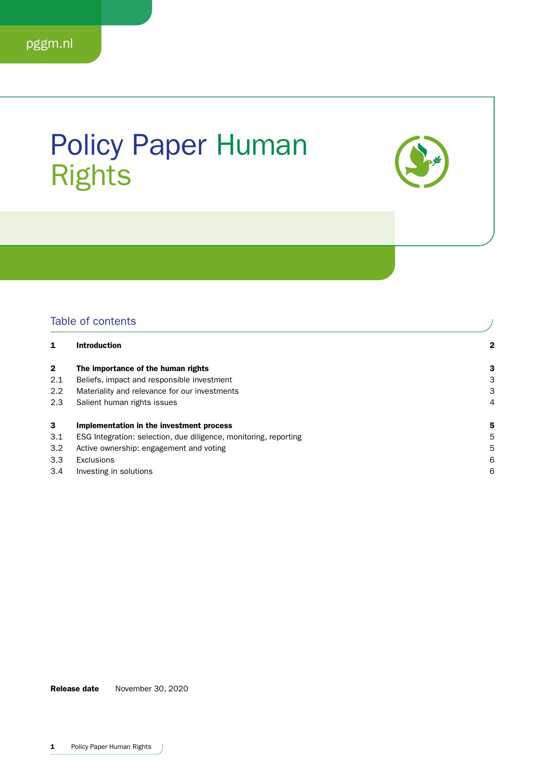pggm.nl

# Policy Paper Human Rights

## Table of contents

| | | |
|---|---|---|
| **1** | **Introduction** | **2** |
| **2** | **The importance of the human rights** | **3** |
| 2.1 | Beliefs, impact and responsible investment | 3 |
| 2.2 | Materiality and relevance for our investments | 3 |
| 2.3 | Salient human rights issues | 4 |
| **3** | **Implementation in the investment process** | **5** |
| 3.1 | ESG Integration: selection, due diligence, monitoring, reporting | 5 |
| 3.2 | Active ownership: engagement and voting | 5 |
| 3.3 | Exclusions | 6 |
| 3.4 | Investing in solutions | 6 |

**Release date** November 30, 2020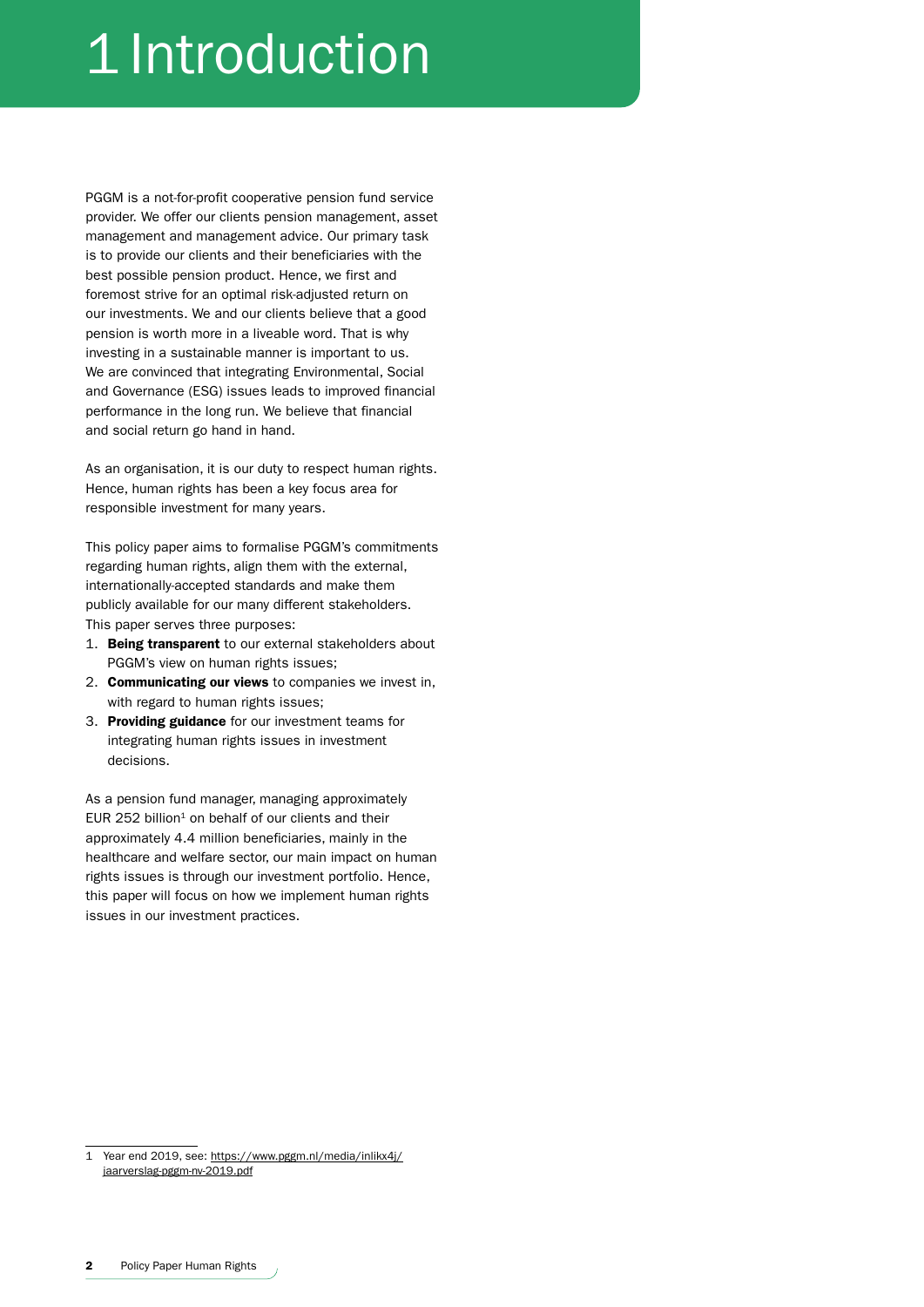# 1 Introduction

PGGM is a not-for-profit cooperative pension fund service provider. We offer our clients pension management, asset management and management advice. Our primary task is to provide our clients and their beneficiaries with the best possible pension product. Hence, we first and foremost strive for an optimal risk-adjusted return on our investments. We and our clients believe that a good pension is worth more in a liveable word. That is why investing in a sustainable manner is important to us. We are convinced that integrating Environmental, Social and Governance (ESG) issues leads to improved financial performance in the long run. We believe that financial and social return go hand in hand.

As an organisation, it is our duty to respect human rights. Hence, human rights has been a key focus area for responsible investment for many years.

This policy paper aims to formalise PGGM's commitments regarding human rights, align them with the external, internationally-accepted standards and make them publicly available for our many different stakeholders. This paper serves three purposes:

1. **Being transparent** to our external stakeholders about PGGM's view on human rights issues;
2. **Communicating our views** to companies we invest in, with regard to human rights issues;
3. **Providing guidance** for our investment teams for integrating human rights issues in investment decisions.

As a pension fund manager, managing approximately EUR 252 billion[1] on behalf of our clients and their approximately 4.4 million beneficiaries, mainly in the healthcare and welfare sector, our main impact on human rights issues is through our investment portfolio. Hence, this paper will focus on how we implement human rights issues in our investment practices.

1 Year end 2019, see: https://www.pggm.nl/media/inlikx4j/jaarverslag-pggm-nv-2019.pdf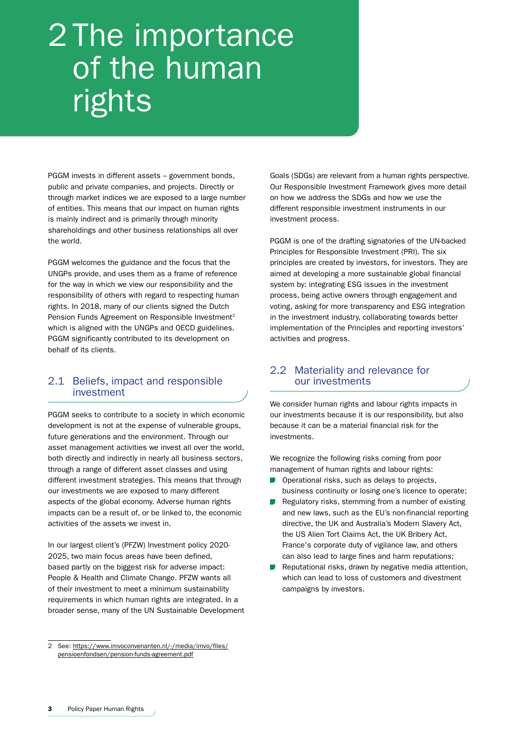# 2 The importance of the human rights

PGGM invests in different assets – government bonds, public and private companies, and projects. Directly or through market indices we are exposed to a large number of entities. This means that our impact on human rights is mainly indirect and is primarily through minority shareholdings and other business relationships all over the world.

PGGM welcomes the guidance and the focus that the UNGPs provide, and uses them as a frame of reference for the way in which we view our responsibility and the responsibility of others with regard to respecting human rights. In 2018, many of our clients signed the Dutch Pension Funds Agreement on Responsible Investment[2] which is aligned with the UNGPs and OECD guidelines. PGGM significantly contributed to its development on behalf of its clients.

## 2.1 Beliefs, impact and responsible investment

PGGM seeks to contribute to a society in which economic development is not at the expense of vulnerable groups, future generations and the environment. Through our asset management activities we invest all over the world, both directly and indirectly in nearly all business sectors, through a range of different asset classes and using different investment strategies. This means that through our investments we are exposed to many different aspects of the global economy. Adverse human rights impacts can be a result of, or be linked to, the economic activities of the assets we invest in.

In our largest client's (PFZW) Investment policy 2020-2025, two main focus areas have been defined, based partly on the biggest risk for adverse impact: People & Health and Climate Change. PFZW wants all of their investment to meet a minimum sustainability requirements in which human rights are integrated. In a broader sense, many of the UN Sustainable Development Goals (SDGs) are relevant from a human rights perspective. Our Responsible Investment Framework gives more detail on how we address the SDGs and how we use the different responsible investment instruments in our investment process.

PGGM is one of the drafting signatories of the UN-backed Principles for Responsible Investment (PRI). The six principles are created by investors, for investors. They are aimed at developing a more sustainable global financial system by: integrating ESG issues in the investment process, being active owners through engagement and voting, asking for more transparency and ESG integration in the investment industry, collaborating towards better implementation of the Principles and reporting investors' activities and progress.

## 2.2 Materiality and relevance for our investments

We consider human rights and labour rights impacts in our investments because it is our responsibility, but also because it can be a material financial risk for the investments.

We recognize the following risks coming from poor management of human rights and labour rights:

- Operational risks, such as delays to projects, business continuity or losing one's licence to operate;
- Regulatory risks, stemming from a number of existing and new laws, such as the EU's non-financial reporting directive, the UK and Australia's Modern Slavery Act, the US Alien Tort Claims Act, the UK Bribery Act, France's corporate duty of vigilance law, and others can also lead to large fines and harm reputations;
- Reputational risks, drawn by negative media attention, which can lead to loss of customers and divestment campaigns by investors.

---

2 See: https://www.imvoconvenanten.nl/-/media/imvo/files/pensioenfondsen/pension-funds-agreement.pdf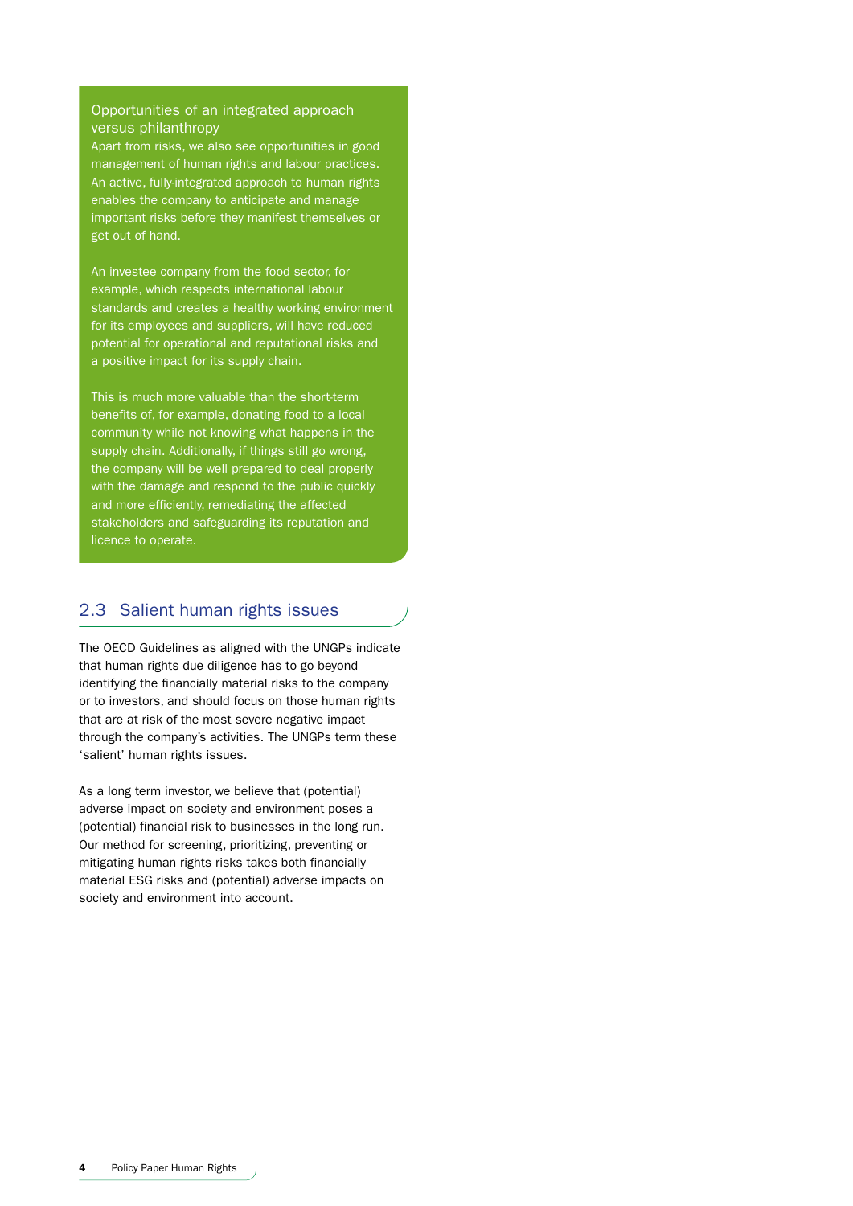### Opportunities of an integrated approach versus philanthropy

Apart from risks, we also see opportunities in good management of human rights and labour practices. An active, fully-integrated approach to human rights enables the company to anticipate and manage important risks before they manifest themselves or get out of hand.

An investee company from the food sector, for example, which respects international labour standards and creates a healthy working environment for its employees and suppliers, will have reduced potential for operational and reputational risks and a positive impact for its supply chain.

This is much more valuable than the short-term benefits of, for example, donating food to a local community while not knowing what happens in the supply chain. Additionally, if things still go wrong, the company will be well prepared to deal properly with the damage and respond to the public quickly and more efficiently, remediating the affected stakeholders and safeguarding its reputation and licence to operate.

## 2.3 Salient human rights issues

The OECD Guidelines as aligned with the UNGPs indicate that human rights due diligence has to go beyond identifying the financially material risks to the company or to investors, and should focus on those human rights that are at risk of the most severe negative impact through the company's activities. The UNGPs term these 'salient' human rights issues.

As a long term investor, we believe that (potential) adverse impact on society and environment poses a (potential) financial risk to businesses in the long run. Our method for screening, prioritizing, preventing or mitigating human rights risks takes both financially material ESG risks and (potential) adverse impacts on society and environment into account.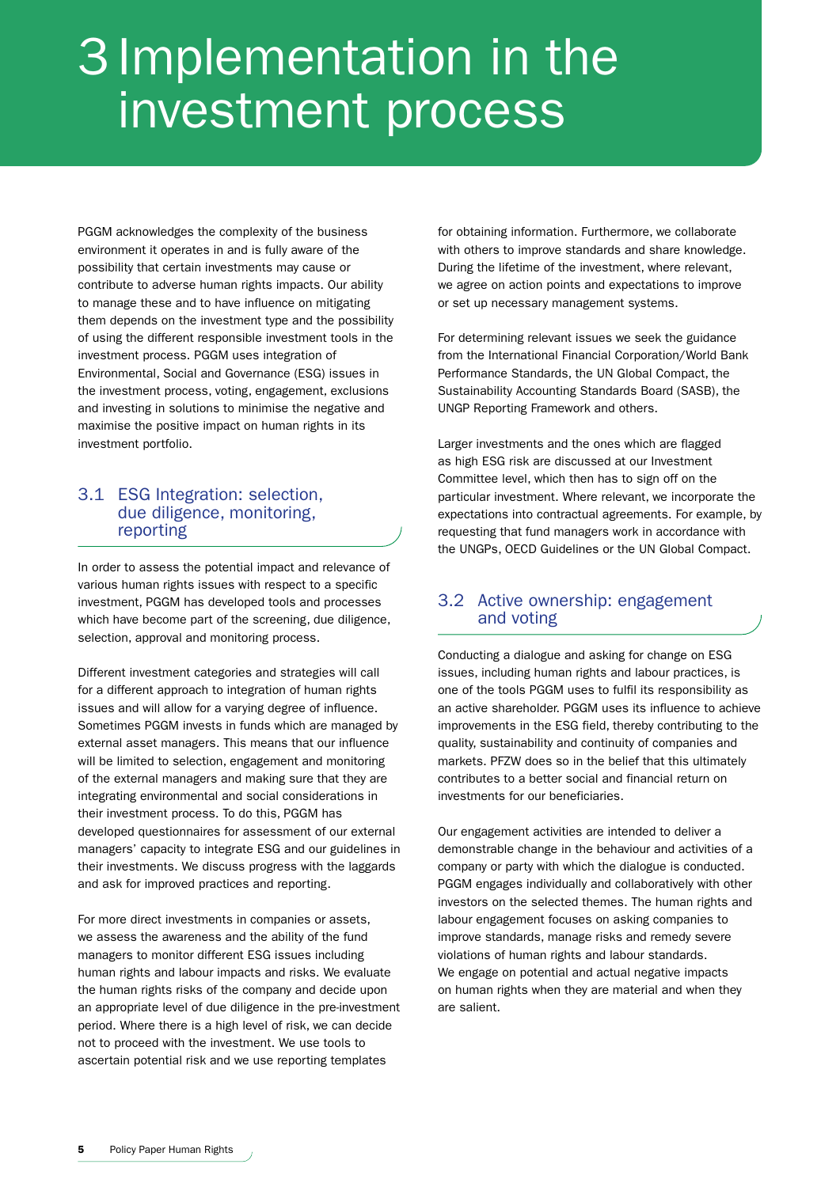# 3 Implementation in the investment process

PGGM acknowledges the complexity of the business environment it operates in and is fully aware of the possibility that certain investments may cause or contribute to adverse human rights impacts. Our ability to manage these and to have influence on mitigating them depends on the investment type and the possibility of using the different responsible investment tools in the investment process. PGGM uses integration of Environmental, Social and Governance (ESG) issues in the investment process, voting, engagement, exclusions and investing in solutions to minimise the negative and maximise the positive impact on human rights in its investment portfolio.

## 3.1 ESG Integration: selection, due diligence, monitoring, reporting

In order to assess the potential impact and relevance of various human rights issues with respect to a specific investment, PGGM has developed tools and processes which have become part of the screening, due diligence, selection, approval and monitoring process.

Different investment categories and strategies will call for a different approach to integration of human rights issues and will allow for a varying degree of influence. Sometimes PGGM invests in funds which are managed by external asset managers. This means that our influence will be limited to selection, engagement and monitoring of the external managers and making sure that they are integrating environmental and social considerations in their investment process. To do this, PGGM has developed questionnaires for assessment of our external managers' capacity to integrate ESG and our guidelines in their investments. We discuss progress with the laggards and ask for improved practices and reporting.

For more direct investments in companies or assets, we assess the awareness and the ability of the fund managers to monitor different ESG issues including human rights and labour impacts and risks. We evaluate the human rights risks of the company and decide upon an appropriate level of due diligence in the pre-investment period. Where there is a high level of risk, we can decide not to proceed with the investment. We use tools to ascertain potential risk and we use reporting templates for obtaining information. Furthermore, we collaborate with others to improve standards and share knowledge. During the lifetime of the investment, where relevant, we agree on action points and expectations to improve or set up necessary management systems.

For determining relevant issues we seek the guidance from the International Financial Corporation/World Bank Performance Standards, the UN Global Compact, the Sustainability Accounting Standards Board (SASB), the UNGP Reporting Framework and others.

Larger investments and the ones which are flagged as high ESG risk are discussed at our Investment Committee level, which then has to sign off on the particular investment. Where relevant, we incorporate the expectations into contractual agreements. For example, by requesting that fund managers work in accordance with the UNGPs, OECD Guidelines or the UN Global Compact.

## 3.2 Active ownership: engagement and voting

Conducting a dialogue and asking for change on ESG issues, including human rights and labour practices, is one of the tools PGGM uses to fulfil its responsibility as an active shareholder. PGGM uses its influence to achieve improvements in the ESG field, thereby contributing to the quality, sustainability and continuity of companies and markets. PFZW does so in the belief that this ultimately contributes to a better social and financial return on investments for our beneficiaries.

Our engagement activities are intended to deliver a demonstrable change in the behaviour and activities of a company or party with which the dialogue is conducted. PGGM engages individually and collaboratively with other investors on the selected themes. The human rights and labour engagement focuses on asking companies to improve standards, manage risks and remedy severe violations of human rights and labour standards. We engage on potential and actual negative impacts on human rights when they are material and when they are salient.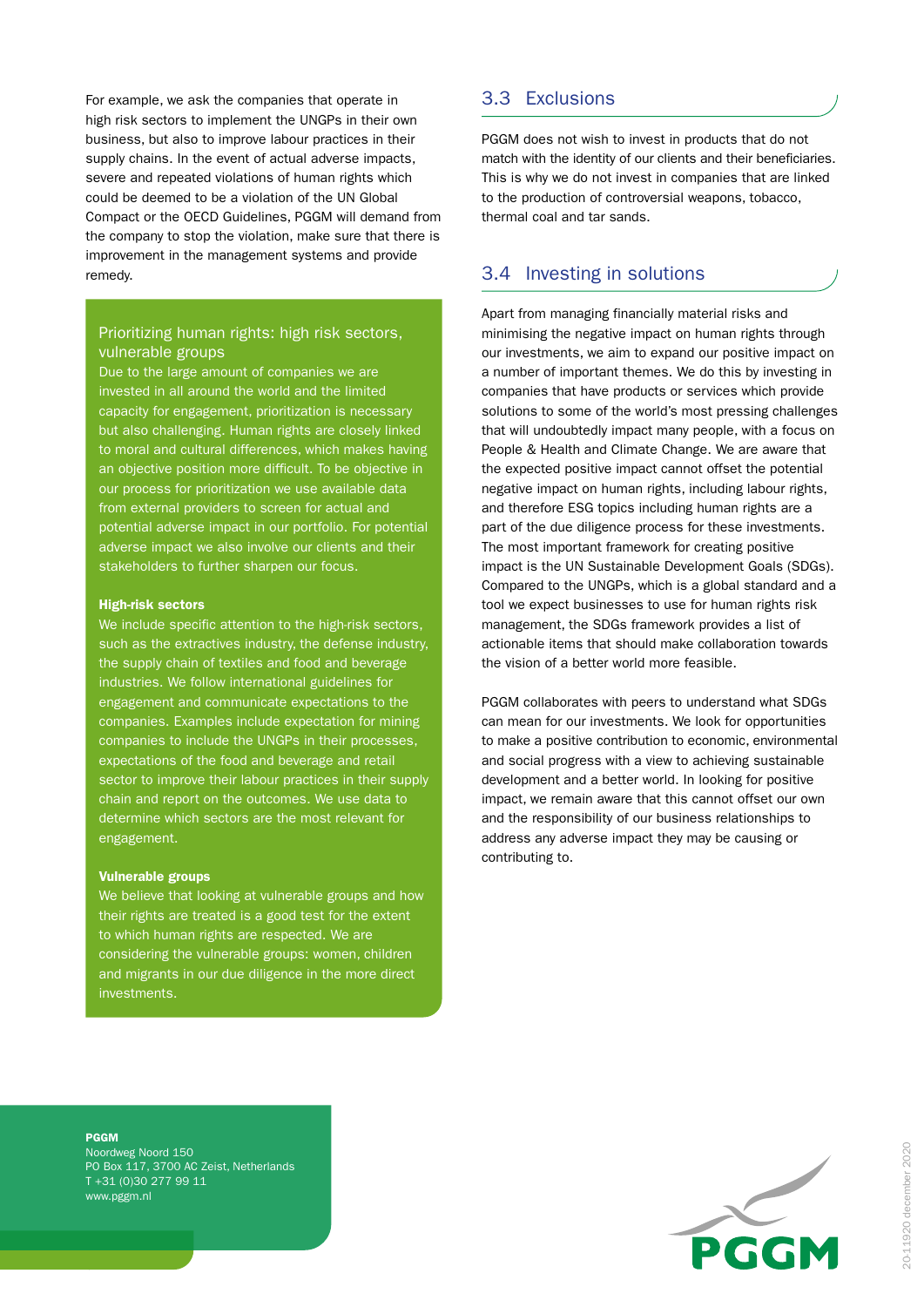For example, we ask the companies that operate in high risk sectors to implement the UNGPs in their own business, but also to improve labour practices in their supply chains. In the event of actual adverse impacts, severe and repeated violations of human rights which could be deemed to be a violation of the UN Global Compact or the OECD Guidelines, PGGM will demand from the company to stop the violation, make sure that there is improvement in the management systems and provide remedy.

### Prioritizing human rights: high risk sectors, vulnerable groups

Due to the large amount of companies we are invested in all around the world and the limited capacity for engagement, prioritization is necessary but also challenging. Human rights are closely linked to moral and cultural differences, which makes having an objective position more difficult. To be objective in our process for prioritization we use available data from external providers to screen for actual and potential adverse impact in our portfolio. For potential adverse impact we also involve our clients and their stakeholders to further sharpen our focus.

**High-risk sectors**

We include specific attention to the high-risk sectors, such as the extractives industry, the defense industry, the supply chain of textiles and food and beverage industries. We follow international guidelines for engagement and communicate expectations to the companies. Examples include expectation for mining companies to include the UNGPs in their processes, expectations of the food and beverage and retail sector to improve their labour practices in their supply chain and report on the outcomes. We use data to determine which sectors are the most relevant for engagement.

**Vulnerable groups**

We believe that looking at vulnerable groups and how their rights are treated is a good test for the extent to which human rights are respected. We are considering the vulnerable groups: women, children and migrants in our due diligence in the more direct investments.

## 3.3 Exclusions

PGGM does not wish to invest in products that do not match with the identity of our clients and their beneficiaries. This is why we do not invest in companies that are linked to the production of controversial weapons, tobacco, thermal coal and tar sands.

## 3.4 Investing in solutions

Apart from managing financially material risks and minimising the negative impact on human rights through our investments, we aim to expand our positive impact on a number of important themes. We do this by investing in companies that have products or services which provide solutions to some of the world's most pressing challenges that will undoubtedly impact many people, with a focus on People & Health and Climate Change. We are aware that the expected positive impact cannot offset the potential negative impact on human rights, including labour rights, and therefore ESG topics including human rights are a part of the due diligence process for these investments. The most important framework for creating positive impact is the UN Sustainable Development Goals (SDGs). Compared to the UNGPs, which is a global standard and a tool we expect businesses to use for human rights risk management, the SDGs framework provides a list of actionable items that should make collaboration towards the vision of a better world more feasible.

PGGM collaborates with peers to understand what SDGs can mean for our investments. We look for opportunities to make a positive contribution to economic, environmental and social progress with a view to achieving sustainable development and a better world. In looking for positive impact, we remain aware that this cannot offset our own and the responsibility of our business relationships to address any adverse impact they may be causing or contributing to.

**PGGM**
Noordweg Noord 150
PO Box 117, 3700 AC Zeist, Netherlands
T +31 (0)30 277 99 11
www.pggm.nl

PGGM

20-11920 december 2020